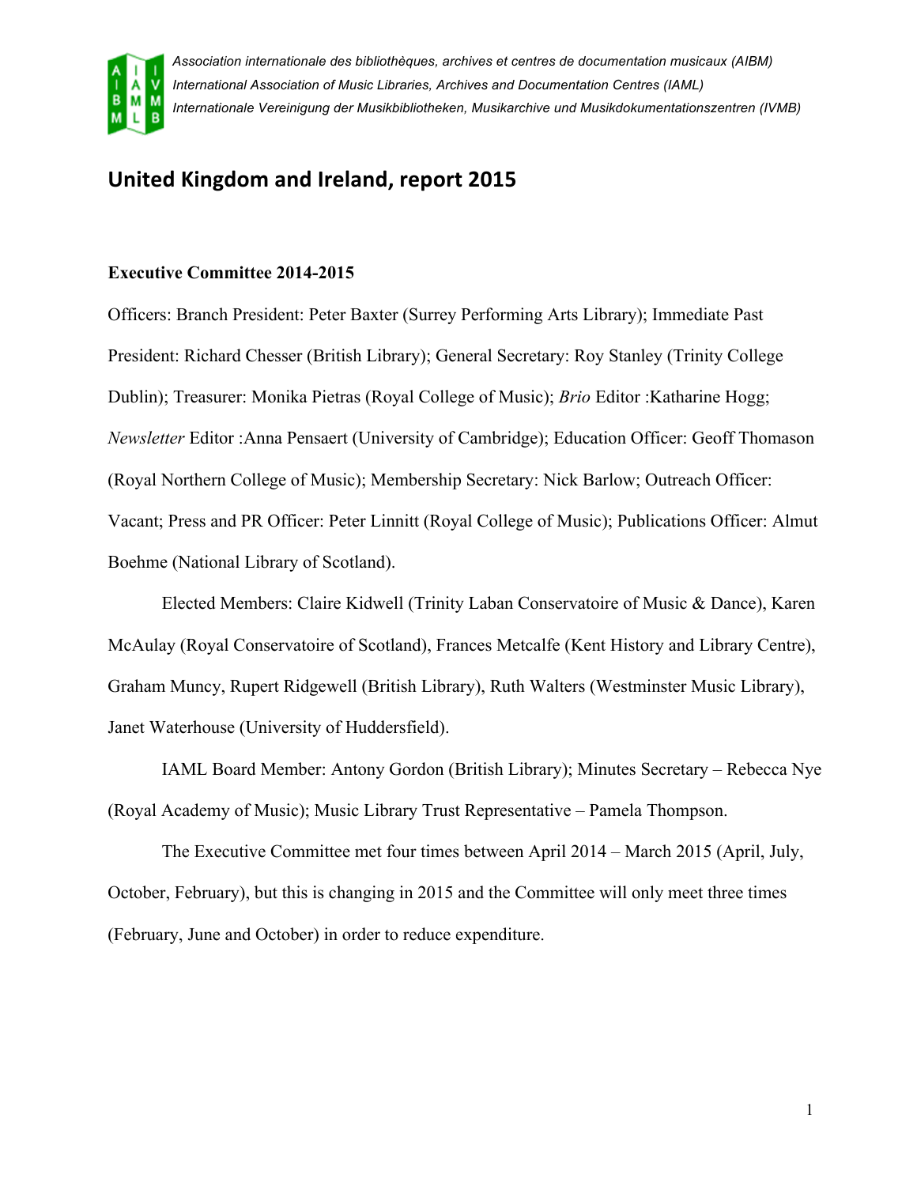*Association internationale des bibliothèques, archives et centres de documentation musicaux (AIBM)*
*International Association of Music Libraries, Archives and Documentation Centres (IAML)*
*Internationale Vereinigung der Musikbibliotheken, Musikarchive und Musikdokumentationszentren (IVMB)*

# United Kingdom and Ireland, report 2015

**Executive Committee 2014-2015**

Officers: Branch President: Peter Baxter (Surrey Performing Arts Library); Immediate Past President: Richard Chesser (British Library); General Secretary: Roy Stanley (Trinity College Dublin); Treasurer: Monika Pietras (Royal College of Music); *Brio* Editor :Katharine Hogg; *Newsletter* Editor :Anna Pensaert (University of Cambridge); Education Officer: Geoff Thomason (Royal Northern College of Music); Membership Secretary: Nick Barlow; Outreach Officer: Vacant; Press and PR Officer: Peter Linnitt (Royal College of Music); Publications Officer: Almut Boehme (National Library of Scotland).

Elected Members: Claire Kidwell (Trinity Laban Conservatoire of Music & Dance), Karen McAulay (Royal Conservatoire of Scotland), Frances Metcalfe (Kent History and Library Centre), Graham Muncy, Rupert Ridgewell (British Library), Ruth Walters (Westminster Music Library), Janet Waterhouse (University of Huddersfield).

IAML Board Member: Antony Gordon (British Library); Minutes Secretary – Rebecca Nye (Royal Academy of Music); Music Library Trust Representative – Pamela Thompson.

The Executive Committee met four times between April 2014 – March 2015 (April, July, October, February), but this is changing in 2015 and the Committee will only meet three times (February, June and October) in order to reduce expenditure.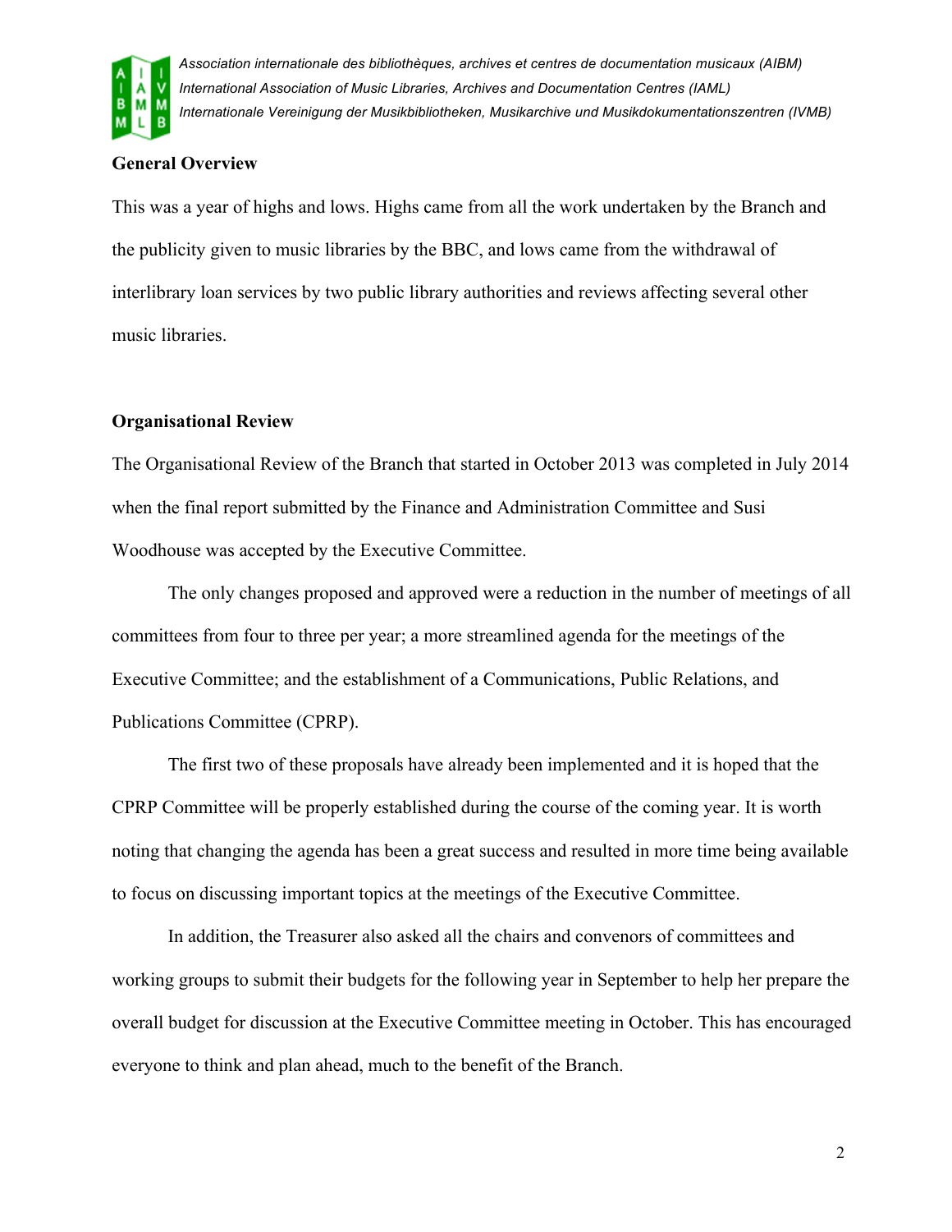## General Overview

This was a year of highs and lows. Highs came from all the work undertaken by the Branch and the publicity given to music libraries by the BBC, and lows came from the withdrawal of interlibrary loan services by two public library authorities and reviews affecting several other music libraries.

## Organisational Review

The Organisational Review of the Branch that started in October 2013 was completed in July 2014 when the final report submitted by the Finance and Administration Committee and Susi Woodhouse was accepted by the Executive Committee.

The only changes proposed and approved were a reduction in the number of meetings of all committees from four to three per year; a more streamlined agenda for the meetings of the Executive Committee; and the establishment of a Communications, Public Relations, and Publications Committee (CPRP).

The first two of these proposals have already been implemented and it is hoped that the CPRP Committee will be properly established during the course of the coming year. It is worth noting that changing the agenda has been a great success and resulted in more time being available to focus on discussing important topics at the meetings of the Executive Committee.

In addition, the Treasurer also asked all the chairs and convenors of committees and working groups to submit their budgets for the following year in September to help her prepare the overall budget for discussion at the Executive Committee meeting in October. This has encouraged everyone to think and plan ahead, much to the benefit of the Branch.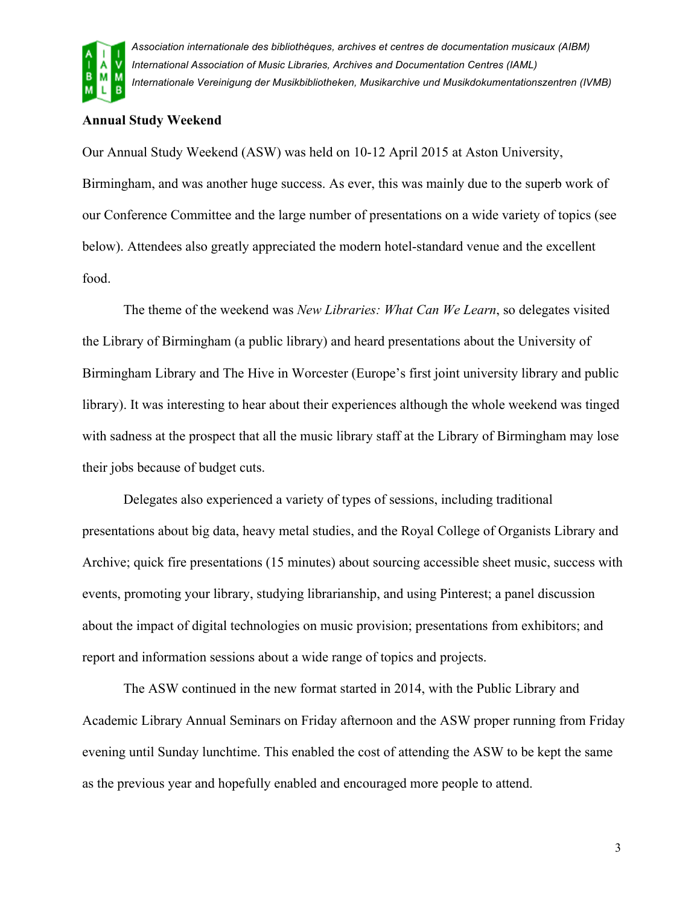**Annual Study Weekend**

Our Annual Study Weekend (ASW) was held on 10-12 April 2015 at Aston University, Birmingham, and was another huge success. As ever, this was mainly due to the superb work of our Conference Committee and the large number of presentations on a wide variety of topics (see below). Attendees also greatly appreciated the modern hotel-standard venue and the excellent food.

The theme of the weekend was *New Libraries: What Can We Learn*, so delegates visited the Library of Birmingham (a public library) and heard presentations about the University of Birmingham Library and The Hive in Worcester (Europe's first joint university library and public library). It was interesting to hear about their experiences although the whole weekend was tinged with sadness at the prospect that all the music library staff at the Library of Birmingham may lose their jobs because of budget cuts.

Delegates also experienced a variety of types of sessions, including traditional presentations about big data, heavy metal studies, and the Royal College of Organists Library and Archive; quick fire presentations (15 minutes) about sourcing accessible sheet music, success with events, promoting your library, studying librarianship, and using Pinterest; a panel discussion about the impact of digital technologies on music provision; presentations from exhibitors; and report and information sessions about a wide range of topics and projects.

The ASW continued in the new format started in 2014, with the Public Library and Academic Library Annual Seminars on Friday afternoon and the ASW proper running from Friday evening until Sunday lunchtime. This enabled the cost of attending the ASW to be kept the same as the previous year and hopefully enabled and encouraged more people to attend.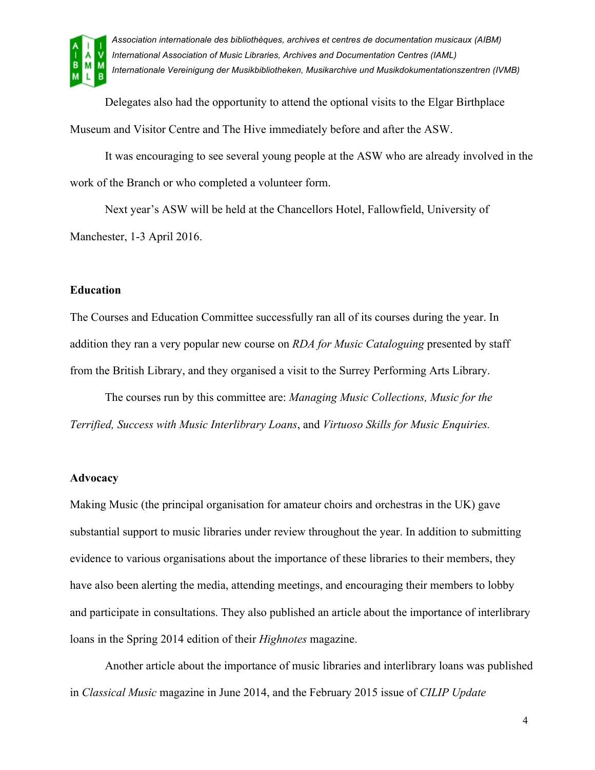Delegates also had the opportunity to attend the optional visits to the Elgar Birthplace Museum and Visitor Centre and The Hive immediately before and after the ASW.

It was encouraging to see several young people at the ASW who are already involved in the work of the Branch or who completed a volunteer form.

Next year's ASW will be held at the Chancellors Hotel, Fallowfield, University of Manchester, 1-3 April 2016.

**Education**

The Courses and Education Committee successfully ran all of its courses during the year. In addition they ran a very popular new course on *RDA for Music Cataloguing* presented by staff from the British Library, and they organised a visit to the Surrey Performing Arts Library.

The courses run by this committee are: *Managing Music Collections, Music for the Terrified, Success with Music Interlibrary Loans*, and *Virtuoso Skills for Music Enquiries.*

**Advocacy**

Making Music (the principal organisation for amateur choirs and orchestras in the UK) gave substantial support to music libraries under review throughout the year. In addition to submitting evidence to various organisations about the importance of these libraries to their members, they have also been alerting the media, attending meetings, and encouraging their members to lobby and participate in consultations. They also published an article about the importance of interlibrary loans in the Spring 2014 edition of their *Highnotes* magazine.

Another article about the importance of music libraries and interlibrary loans was published in *Classical Music* magazine in June 2014, and the February 2015 issue of *CILIP Update*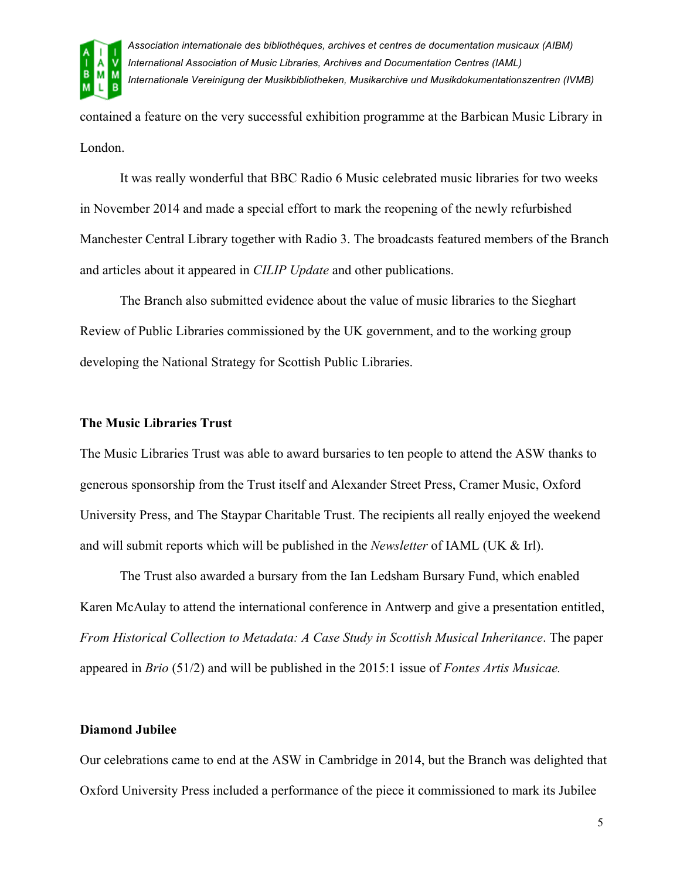contained a feature on the very successful exhibition programme at the Barbican Music Library in London.

It was really wonderful that BBC Radio 6 Music celebrated music libraries for two weeks in November 2014 and made a special effort to mark the reopening of the newly refurbished Manchester Central Library together with Radio 3. The broadcasts featured members of the Branch and articles about it appeared in *CILIP Update* and other publications.

The Branch also submitted evidence about the value of music libraries to the Sieghart Review of Public Libraries commissioned by the UK government, and to the working group developing the National Strategy for Scottish Public Libraries.

**The Music Libraries Trust**

The Music Libraries Trust was able to award bursaries to ten people to attend the ASW thanks to generous sponsorship from the Trust itself and Alexander Street Press, Cramer Music, Oxford University Press, and The Staypar Charitable Trust. The recipients all really enjoyed the weekend and will submit reports which will be published in the *Newsletter* of IAML (UK & Irl).

The Trust also awarded a bursary from the Ian Ledsham Bursary Fund, which enabled Karen McAulay to attend the international conference in Antwerp and give a presentation entitled, *From Historical Collection to Metadata: A Case Study in Scottish Musical Inheritance*. The paper appeared in *Brio* (51/2) and will be published in the 2015:1 issue of *Fontes Artis Musicae.*

**Diamond Jubilee**

Our celebrations came to end at the ASW in Cambridge in 2014, but the Branch was delighted that Oxford University Press included a performance of the piece it commissioned to mark its Jubilee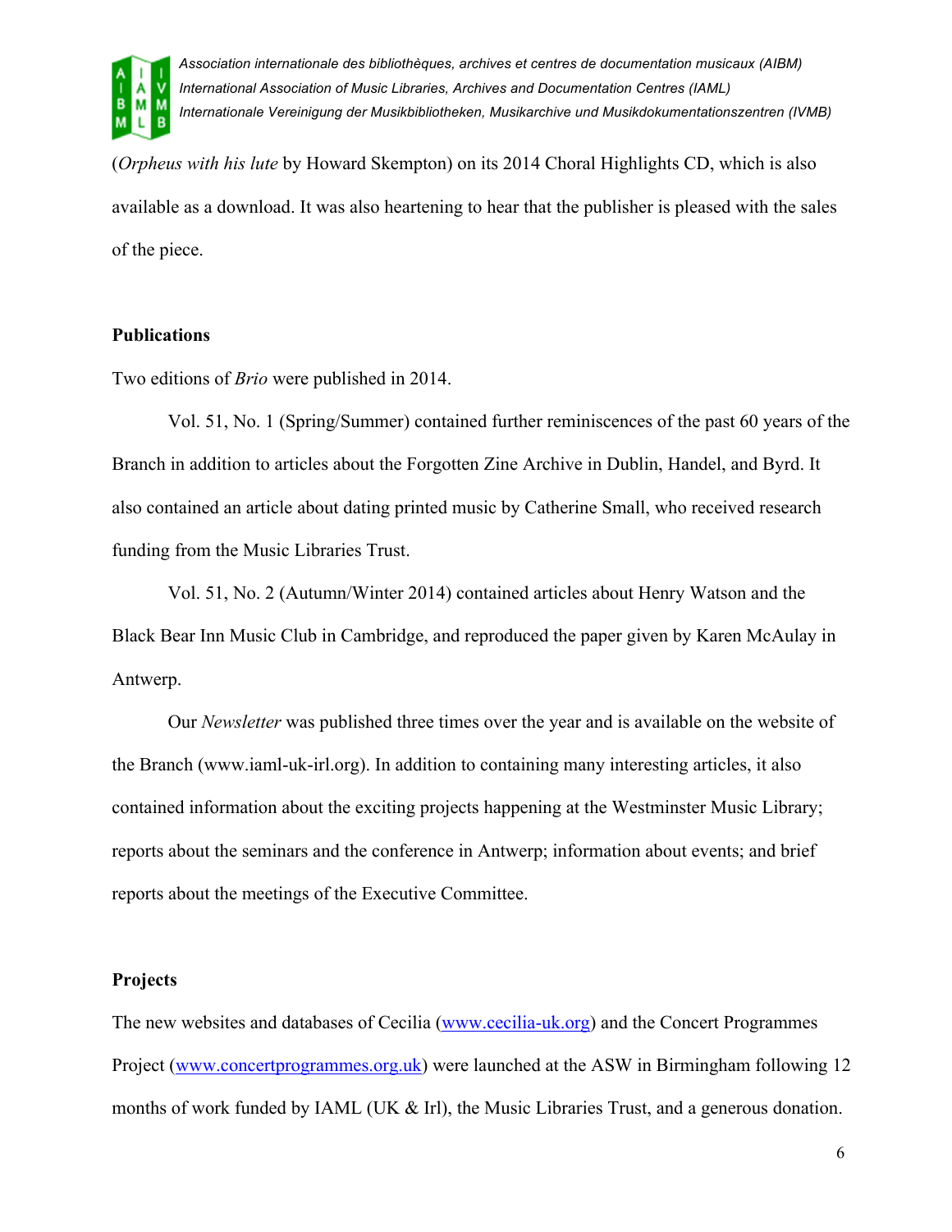(*Orpheus with his lute* by Howard Skempton) on its 2014 Choral Highlights CD, which is also available as a download. It was also heartening to hear that the publisher is pleased with the sales of the piece.

**Publications**

Two editions of *Brio* were published in 2014.

Vol. 51, No. 1 (Spring/Summer) contained further reminiscences of the past 60 years of the Branch in addition to articles about the Forgotten Zine Archive in Dublin, Handel, and Byrd. It also contained an article about dating printed music by Catherine Small, who received research funding from the Music Libraries Trust.

Vol. 51, No. 2 (Autumn/Winter 2014) contained articles about Henry Watson and the Black Bear Inn Music Club in Cambridge, and reproduced the paper given by Karen McAulay in Antwerp.

Our *Newsletter* was published three times over the year and is available on the website of the Branch (www.iaml-uk-irl.org). In addition to containing many interesting articles, it also contained information about the exciting projects happening at the Westminster Music Library; reports about the seminars and the conference in Antwerp; information about events; and brief reports about the meetings of the Executive Committee.

**Projects**

The new websites and databases of Cecilia (www.cecilia-uk.org) and the Concert Programmes Project (www.concertprogrammes.org.uk) were launched at the ASW in Birmingham following 12 months of work funded by IAML (UK & Irl), the Music Libraries Trust, and a generous donation.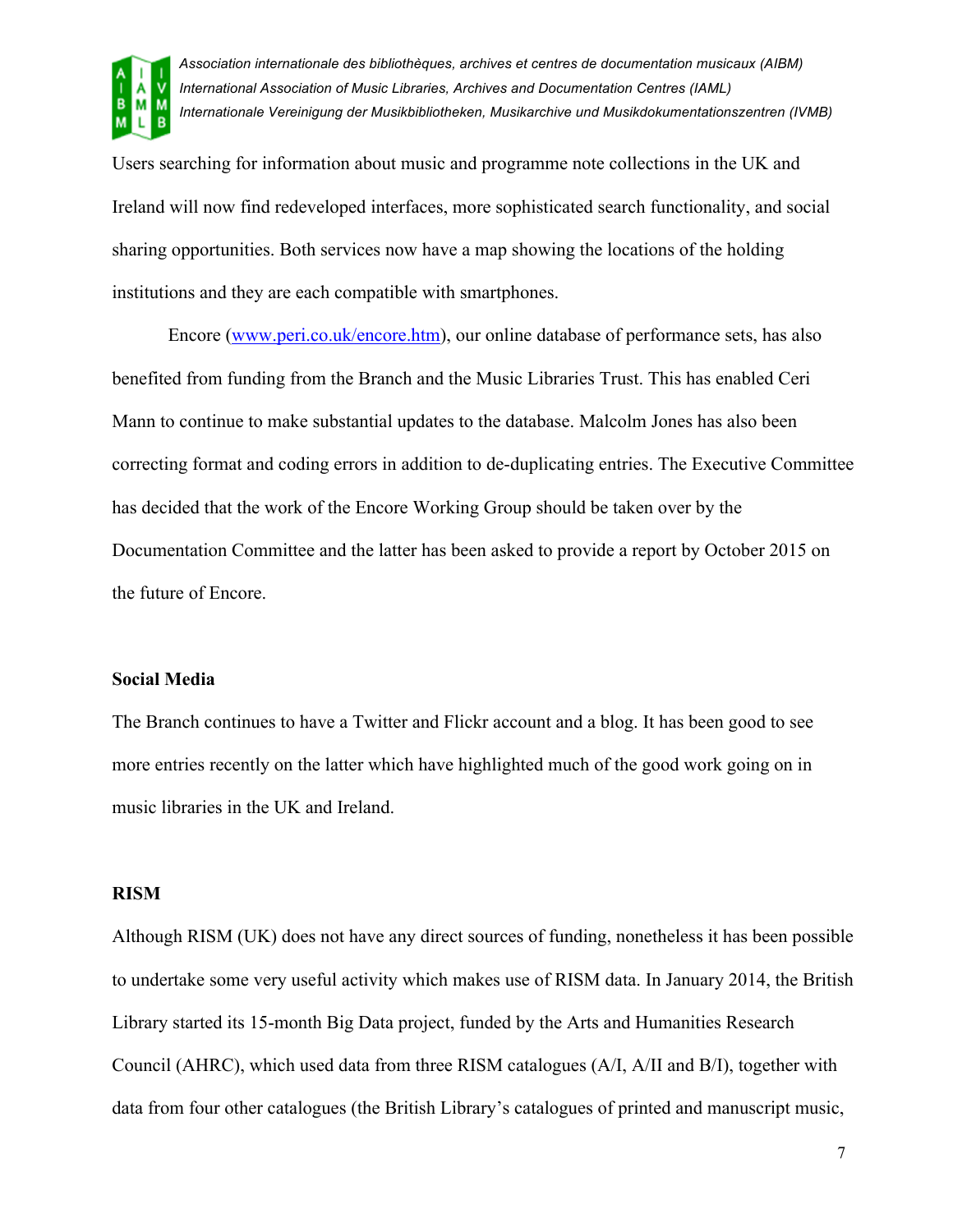Users searching for information about music and programme note collections in the UK and Ireland will now find redeveloped interfaces, more sophisticated search functionality, and social sharing opportunities. Both services now have a map showing the locations of the holding institutions and they are each compatible with smartphones.

Encore ([www.peri.co.uk/encore.htm](http://www.peri.co.uk/encore.htm)), our online database of performance sets, has also benefited from funding from the Branch and the Music Libraries Trust. This has enabled Ceri Mann to continue to make substantial updates to the database. Malcolm Jones has also been correcting format and coding errors in addition to de-duplicating entries. The Executive Committee has decided that the work of the Encore Working Group should be taken over by the Documentation Committee and the latter has been asked to provide a report by October 2015 on the future of Encore.

**Social Media**

The Branch continues to have a Twitter and Flickr account and a blog. It has been good to see more entries recently on the latter which have highlighted much of the good work going on in music libraries in the UK and Ireland.

**RISM**

Although RISM (UK) does not have any direct sources of funding, nonetheless it has been possible to undertake some very useful activity which makes use of RISM data. In January 2014, the British Library started its 15-month Big Data project, funded by the Arts and Humanities Research Council (AHRC), which used data from three RISM catalogues (A/I, A/II and B/I), together with data from four other catalogues (the British Library's catalogues of printed and manuscript music,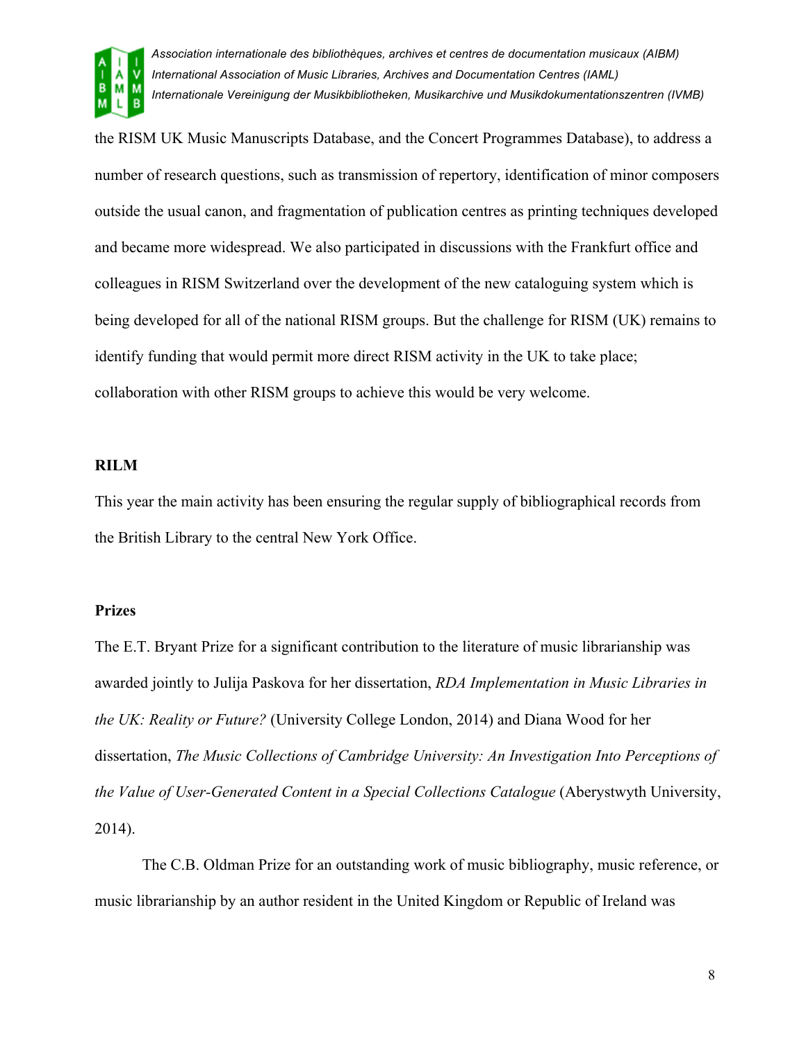the RISM UK Music Manuscripts Database, and the Concert Programmes Database), to address a number of research questions, such as transmission of repertory, identification of minor composers outside the usual canon, and fragmentation of publication centres as printing techniques developed and became more widespread. We also participated in discussions with the Frankfurt office and colleagues in RISM Switzerland over the development of the new cataloguing system which is being developed for all of the national RISM groups. But the challenge for RISM (UK) remains to identify funding that would permit more direct RISM activity in the UK to take place; collaboration with other RISM groups to achieve this would be very welcome.

**RILM**

This year the main activity has been ensuring the regular supply of bibliographical records from the British Library to the central New York Office.

**Prizes**

The E.T. Bryant Prize for a significant contribution to the literature of music librarianship was awarded jointly to Julija Paskova for her dissertation, *RDA Implementation in Music Libraries in the UK: Reality or Future?* (University College London, 2014) and Diana Wood for her dissertation, *The Music Collections of Cambridge University: An Investigation Into Perceptions of the Value of User-Generated Content in a Special Collections Catalogue* (Aberystwyth University, 2014).

The C.B. Oldman Prize for an outstanding work of music bibliography, music reference, or music librarianship by an author resident in the United Kingdom or Republic of Ireland was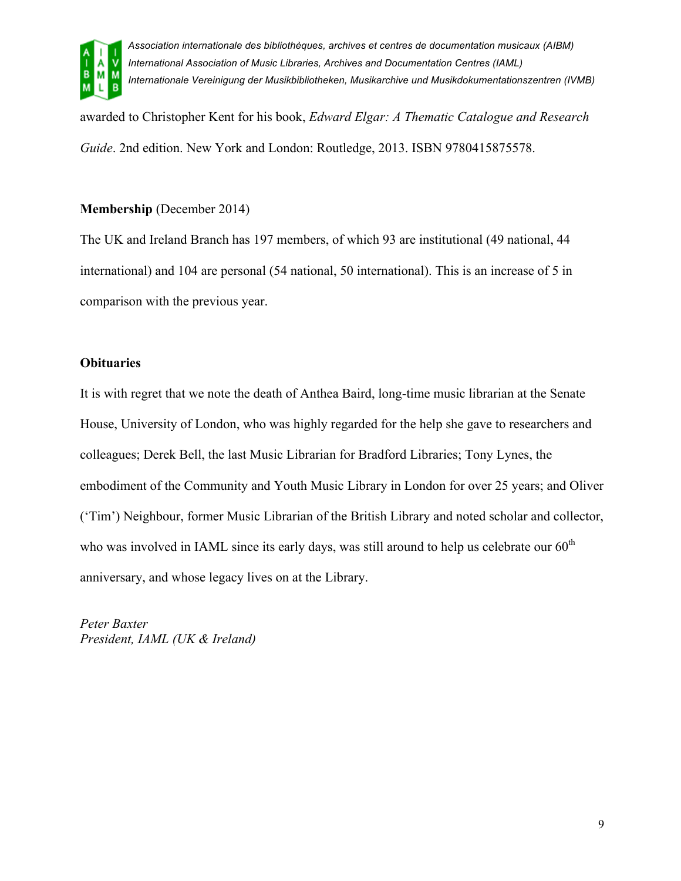awarded to Christopher Kent for his book, *Edward Elgar: A Thematic Catalogue and Research Guide*. 2nd edition. New York and London: Routledge, 2013. ISBN 9780415875578.

**Membership** (December 2014)

The UK and Ireland Branch has 197 members, of which 93 are institutional (49 national, 44 international) and 104 are personal (54 national, 50 international). This is an increase of 5 in comparison with the previous year.

**Obituaries**

It is with regret that we note the death of Anthea Baird, long-time music librarian at the Senate House, University of London, who was highly regarded for the help she gave to researchers and colleagues; Derek Bell, the last Music Librarian for Bradford Libraries; Tony Lynes, the embodiment of the Community and Youth Music Library in London for over 25 years; and Oliver ('Tim') Neighbour, former Music Librarian of the British Library and noted scholar and collector, who was involved in IAML since its early days, was still around to help us celebrate our 60th anniversary, and whose legacy lives on at the Library.

*Peter Baxter*
*President, IAML (UK & Ireland)*